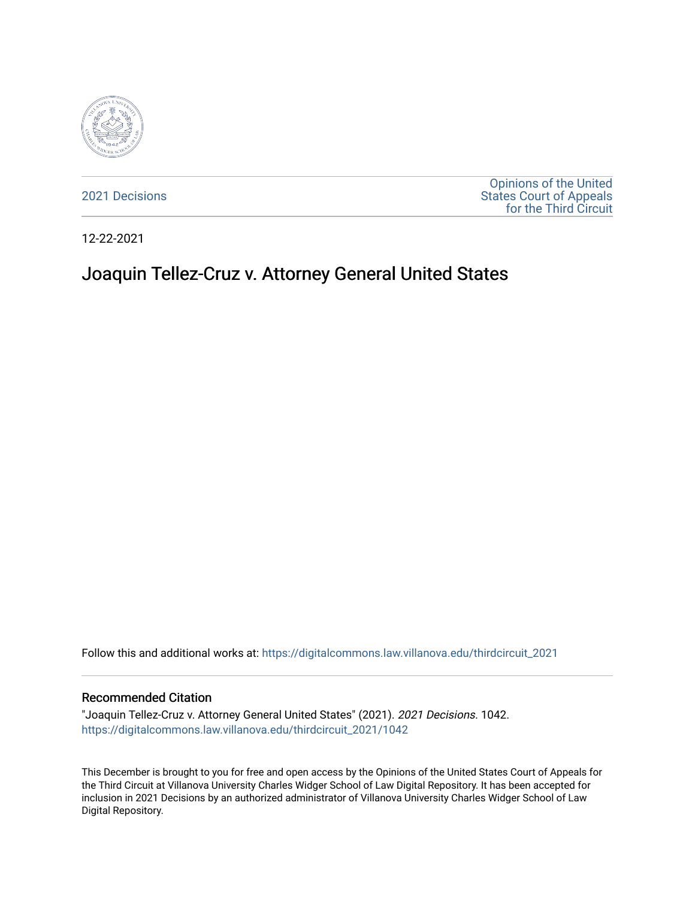2021 Decisions

Opinions of the United States Court of Appeals for the Third Circuit

12-22-2021

# Joaquin Tellez-Cruz v. Attorney General United States

Follow this and additional works at: https://digitalcommons.law.villanova.edu/thirdcircuit_2021

### Recommended Citation

"Joaquin Tellez-Cruz v. Attorney General United States" (2021). *2021 Decisions*. 1042.
https://digitalcommons.law.villanova.edu/thirdcircuit_2021/1042

This December is brought to you for free and open access by the Opinions of the United States Court of Appeals for the Third Circuit at Villanova University Charles Widger School of Law Digital Repository. It has been accepted for inclusion in 2021 Decisions by an authorized administrator of Villanova University Charles Widger School of Law Digital Repository.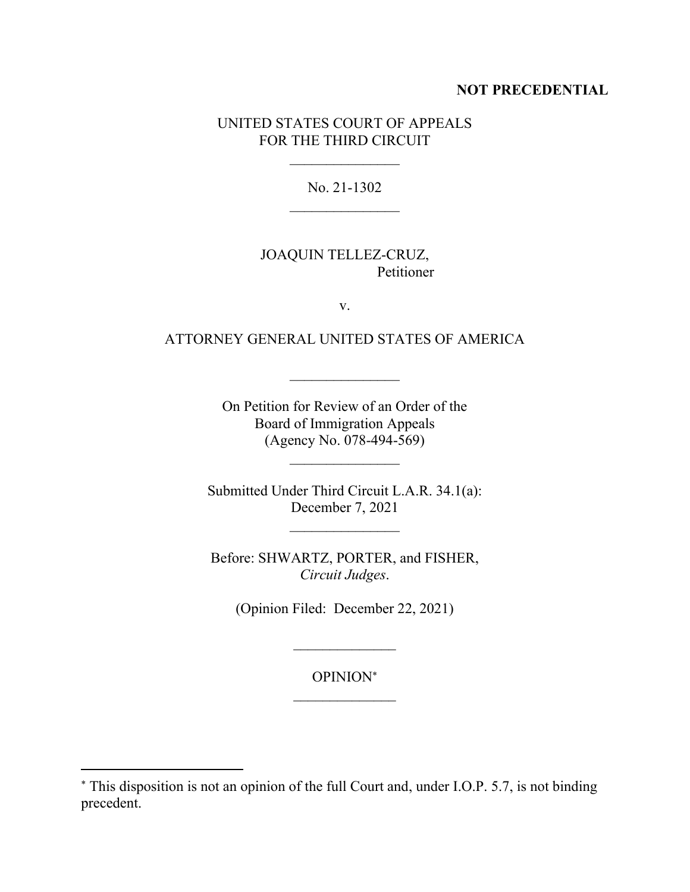**NOT PRECEDENTIAL**

UNITED STATES COURT OF APPEALS
FOR THE THIRD CIRCUIT

---

No. 21-1302

---

JOAQUIN TELLEZ-CRUZ,
Petitioner

v.

ATTORNEY GENERAL UNITED STATES OF AMERICA

---

On Petition for Review of an Order of the
Board of Immigration Appeals
(Agency No. 078-494-569)

---

Submitted Under Third Circuit L.A.R. 34.1(a):
December 7, 2021

---

Before: SHWARTZ, PORTER, and FISHER,
*Circuit Judges*.

(Opinion Filed: December 22, 2021)

---

OPINION*

---

* This disposition is not an opinion of the full Court and, under I.O.P. 5.7, is not binding precedent.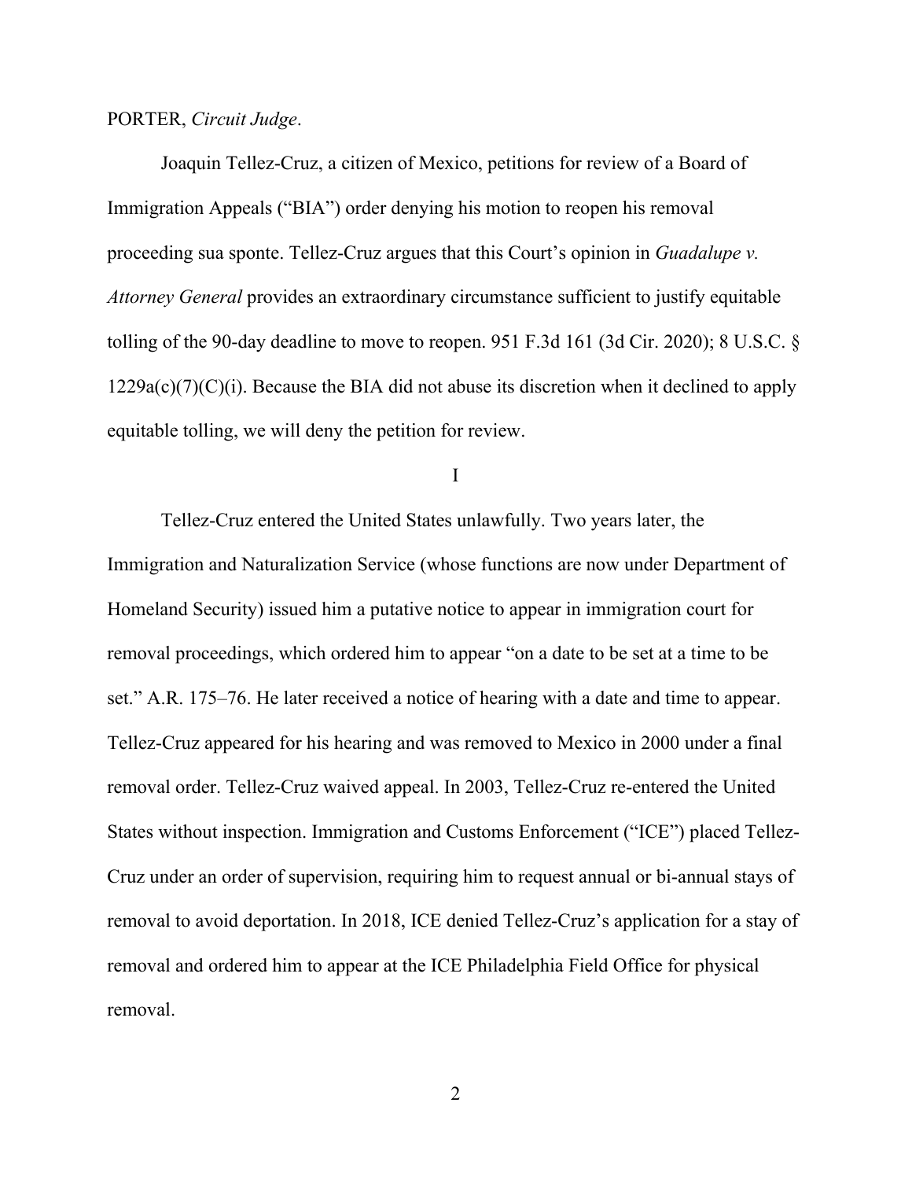PORTER, *Circuit Judge*.

Joaquin Tellez-Cruz, a citizen of Mexico, petitions for review of a Board of Immigration Appeals ("BIA") order denying his motion to reopen his removal proceeding sua sponte. Tellez-Cruz argues that this Court's opinion in *Guadalupe v. Attorney General* provides an extraordinary circumstance sufficient to justify equitable tolling of the 90-day deadline to move to reopen. 951 F.3d 161 (3d Cir. 2020); 8 U.S.C. § 1229a(c)(7)(C)(i). Because the BIA did not abuse its discretion when it declined to apply equitable tolling, we will deny the petition for review.

I

Tellez-Cruz entered the United States unlawfully. Two years later, the Immigration and Naturalization Service (whose functions are now under Department of Homeland Security) issued him a putative notice to appear in immigration court for removal proceedings, which ordered him to appear "on a date to be set at a time to be set." A.R. 175–76. He later received a notice of hearing with a date and time to appear. Tellez-Cruz appeared for his hearing and was removed to Mexico in 2000 under a final removal order. Tellez-Cruz waived appeal. In 2003, Tellez-Cruz re-entered the United States without inspection. Immigration and Customs Enforcement ("ICE") placed Tellez-Cruz under an order of supervision, requiring him to request annual or bi-annual stays of removal to avoid deportation. In 2018, ICE denied Tellez-Cruz's application for a stay of removal and ordered him to appear at the ICE Philadelphia Field Office for physical removal.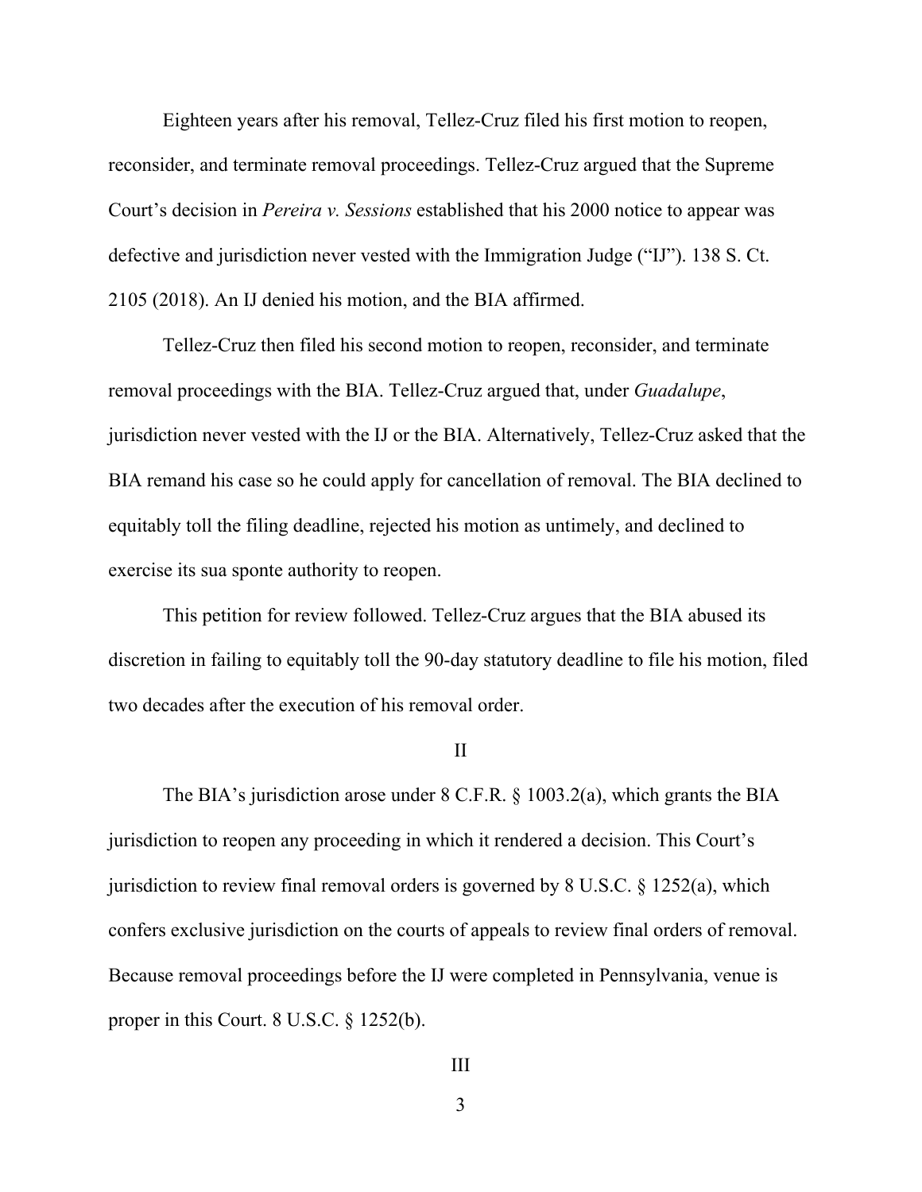Eighteen years after his removal, Tellez-Cruz filed his first motion to reopen, reconsider, and terminate removal proceedings. Tellez-Cruz argued that the Supreme Court's decision in *Pereira v. Sessions* established that his 2000 notice to appear was defective and jurisdiction never vested with the Immigration Judge ("IJ"). 138 S. Ct. 2105 (2018). An IJ denied his motion, and the BIA affirmed.

Tellez-Cruz then filed his second motion to reopen, reconsider, and terminate removal proceedings with the BIA. Tellez-Cruz argued that, under *Guadalupe*, jurisdiction never vested with the IJ or the BIA. Alternatively, Tellez-Cruz asked that the BIA remand his case so he could apply for cancellation of removal. The BIA declined to equitably toll the filing deadline, rejected his motion as untimely, and declined to exercise its sua sponte authority to reopen.

This petition for review followed. Tellez-Cruz argues that the BIA abused its discretion in failing to equitably toll the 90-day statutory deadline to file his motion, filed two decades after the execution of his removal order.

## II

The BIA's jurisdiction arose under 8 C.F.R. § 1003.2(a), which grants the BIA jurisdiction to reopen any proceeding in which it rendered a decision. This Court's jurisdiction to review final removal orders is governed by 8 U.S.C. § 1252(a), which confers exclusive jurisdiction on the courts of appeals to review final orders of removal. Because removal proceedings before the IJ were completed in Pennsylvania, venue is proper in this Court. 8 U.S.C. § 1252(b).

## III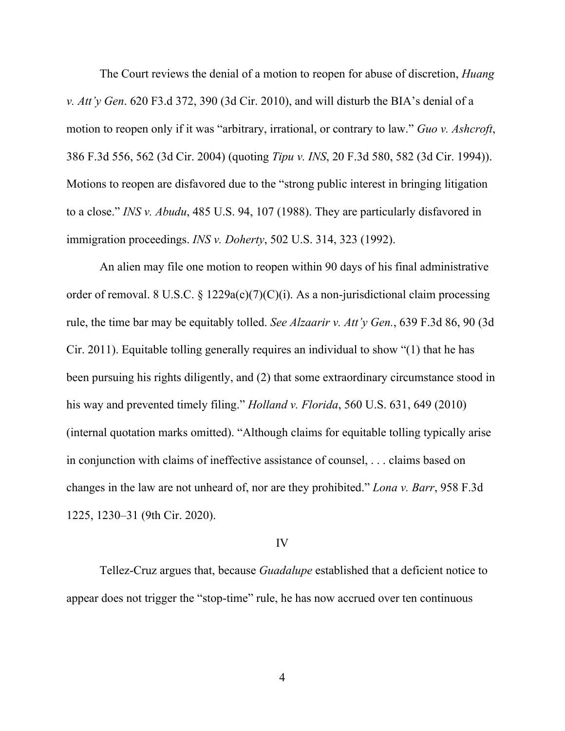The Court reviews the denial of a motion to reopen for abuse of discretion, *Huang v. Att'y Gen*. 620 F3.d 372, 390 (3d Cir. 2010), and will disturb the BIA's denial of a motion to reopen only if it was "arbitrary, irrational, or contrary to law." *Guo v. Ashcroft*, 386 F.3d 556, 562 (3d Cir. 2004) (quoting *Tipu v. INS*, 20 F.3d 580, 582 (3d Cir. 1994)). Motions to reopen are disfavored due to the "strong public interest in bringing litigation to a close." *INS v. Abudu*, 485 U.S. 94, 107 (1988). They are particularly disfavored in immigration proceedings. *INS v. Doherty*, 502 U.S. 314, 323 (1992).

An alien may file one motion to reopen within 90 days of his final administrative order of removal. 8 U.S.C. § 1229a(c)(7)(C)(i). As a non-jurisdictional claim processing rule, the time bar may be equitably tolled. *See Alzaarir v. Att'y Gen.*, 639 F.3d 86, 90 (3d Cir. 2011). Equitable tolling generally requires an individual to show "(1) that he has been pursuing his rights diligently, and (2) that some extraordinary circumstance stood in his way and prevented timely filing." *Holland v. Florida*, 560 U.S. 631, 649 (2010) (internal quotation marks omitted). "Although claims for equitable tolling typically arise in conjunction with claims of ineffective assistance of counsel, . . . claims based on changes in the law are not unheard of, nor are they prohibited." *Lona v. Barr*, 958 F.3d 1225, 1230–31 (9th Cir. 2020).

## IV

Tellez-Cruz argues that, because *Guadalupe* established that a deficient notice to appear does not trigger the "stop-time" rule, he has now accrued over ten continuous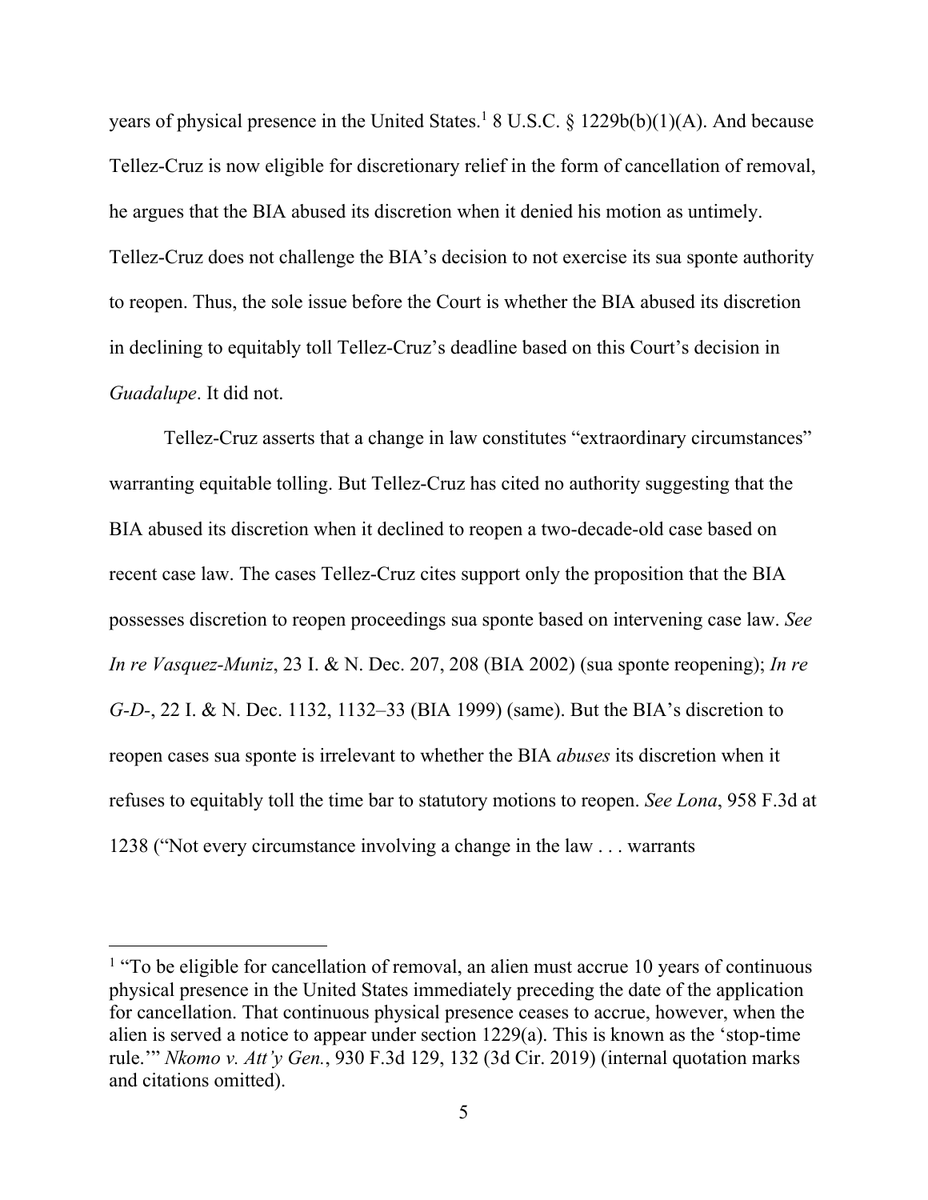years of physical presence in the United States.[1] 8 U.S.C. § 1229b(b)(1)(A). And because Tellez-Cruz is now eligible for discretionary relief in the form of cancellation of removal, he argues that the BIA abused its discretion when it denied his motion as untimely. Tellez-Cruz does not challenge the BIA's decision to not exercise its sua sponte authority to reopen. Thus, the sole issue before the Court is whether the BIA abused its discretion in declining to equitably toll Tellez-Cruz's deadline based on this Court's decision in *Guadalupe*. It did not.

Tellez-Cruz asserts that a change in law constitutes "extraordinary circumstances" warranting equitable tolling. But Tellez-Cruz has cited no authority suggesting that the BIA abused its discretion when it declined to reopen a two-decade-old case based on recent case law. The cases Tellez-Cruz cites support only the proposition that the BIA possesses discretion to reopen proceedings sua sponte based on intervening case law. *See In re Vasquez-Muniz*, 23 I. & N. Dec. 207, 208 (BIA 2002) (sua sponte reopening); *In re G-D-*, 22 I. & N. Dec. 1132, 1132–33 (BIA 1999) (same). But the BIA's discretion to reopen cases sua sponte is irrelevant to whether the BIA *abuses* its discretion when it refuses to equitably toll the time bar to statutory motions to reopen. *See Lona*, 958 F.3d at 1238 ("Not every circumstance involving a change in the law . . . warrants

---

[1] "To be eligible for cancellation of removal, an alien must accrue 10 years of continuous physical presence in the United States immediately preceding the date of the application for cancellation. That continuous physical presence ceases to accrue, however, when the alien is served a notice to appear under section 1229(a). This is known as the 'stop-time rule.'" *Nkomo v. Att'y Gen.*, 930 F.3d 129, 132 (3d Cir. 2019) (internal quotation marks and citations omitted).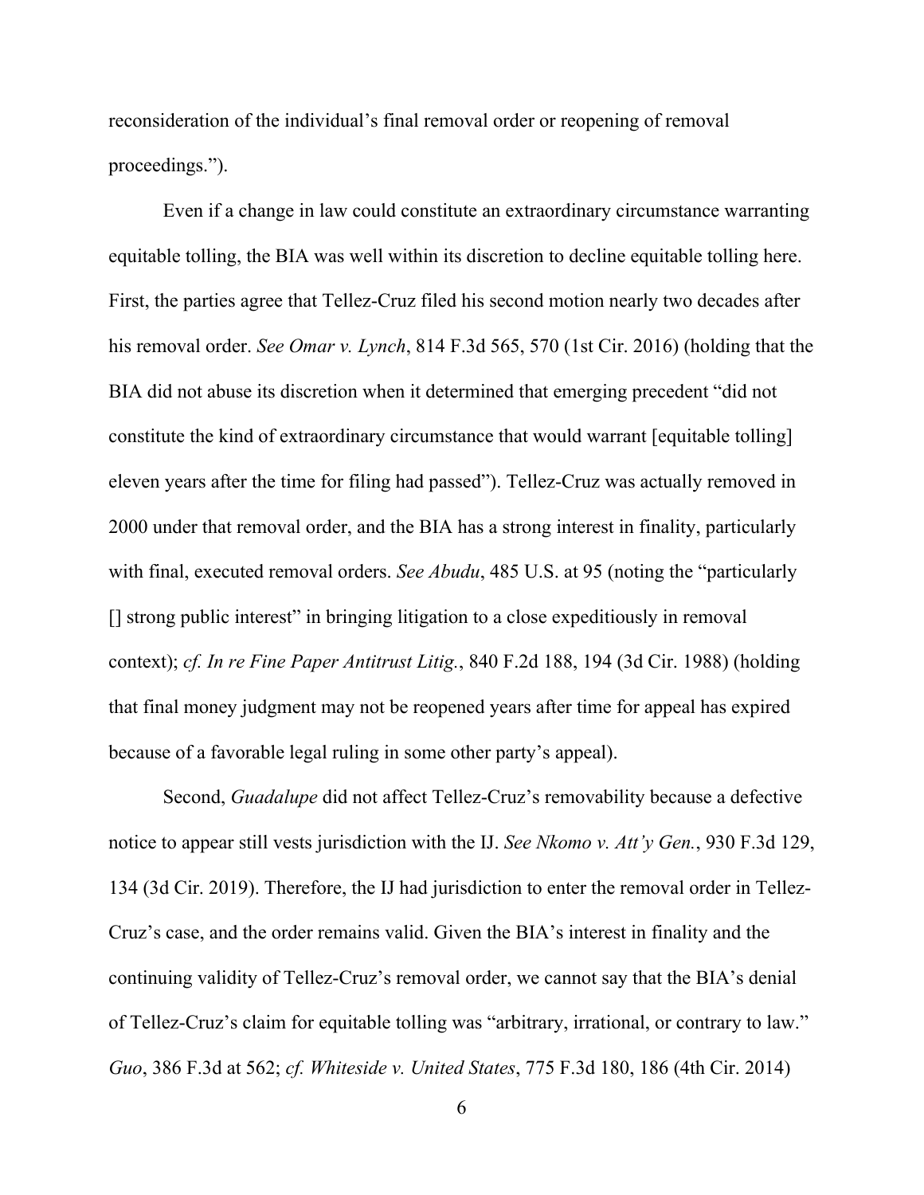reconsideration of the individual's final removal order or reopening of removal proceedings.").

Even if a change in law could constitute an extraordinary circumstance warranting equitable tolling, the BIA was well within its discretion to decline equitable tolling here. First, the parties agree that Tellez-Cruz filed his second motion nearly two decades after his removal order. *See Omar v. Lynch*, 814 F.3d 565, 570 (1st Cir. 2016) (holding that the BIA did not abuse its discretion when it determined that emerging precedent "did not constitute the kind of extraordinary circumstance that would warrant [equitable tolling] eleven years after the time for filing had passed"). Tellez-Cruz was actually removed in 2000 under that removal order, and the BIA has a strong interest in finality, particularly with final, executed removal orders. *See Abudu*, 485 U.S. at 95 (noting the "particularly [] strong public interest" in bringing litigation to a close expeditiously in removal context); *cf. In re Fine Paper Antitrust Litig.*, 840 F.2d 188, 194 (3d Cir. 1988) (holding that final money judgment may not be reopened years after time for appeal has expired because of a favorable legal ruling in some other party's appeal).

Second, *Guadalupe* did not affect Tellez-Cruz's removability because a defective notice to appear still vests jurisdiction with the IJ. *See Nkomo v. Att'y Gen.*, 930 F.3d 129, 134 (3d Cir. 2019). Therefore, the IJ had jurisdiction to enter the removal order in Tellez-Cruz's case, and the order remains valid. Given the BIA's interest in finality and the continuing validity of Tellez-Cruz's removal order, we cannot say that the BIA's denial of Tellez-Cruz's claim for equitable tolling was "arbitrary, irrational, or contrary to law." *Guo*, 386 F.3d at 562; *cf. Whiteside v. United States*, 775 F.3d 180, 186 (4th Cir. 2014)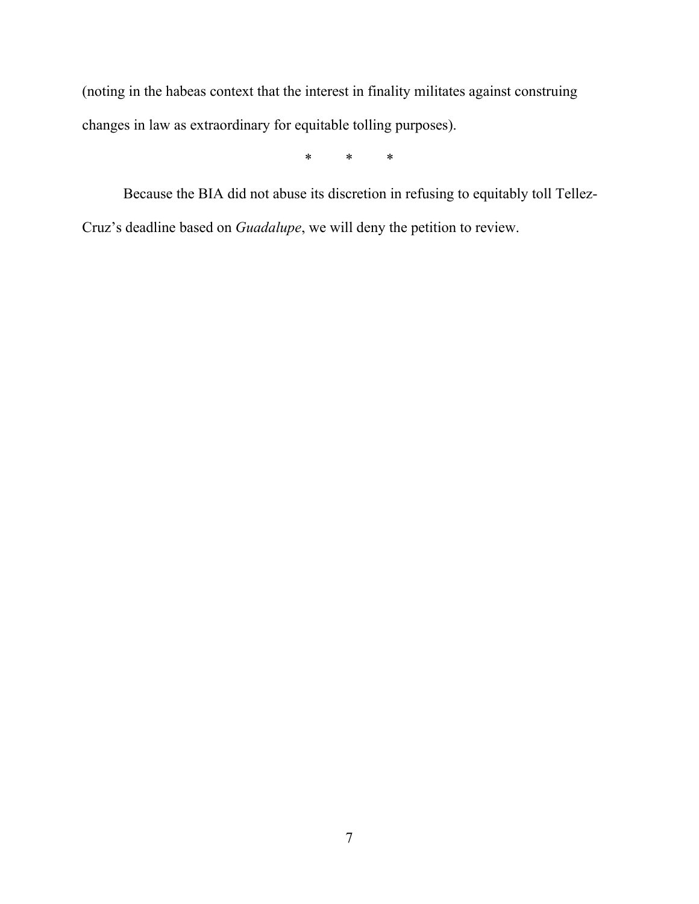(noting in the habeas context that the interest in finality militates against construing changes in law as extraordinary for equitable tolling purposes).

\* \* \*

Because the BIA did not abuse its discretion in refusing to equitably toll Tellez-Cruz's deadline based on *Guadalupe*, we will deny the petition to review.